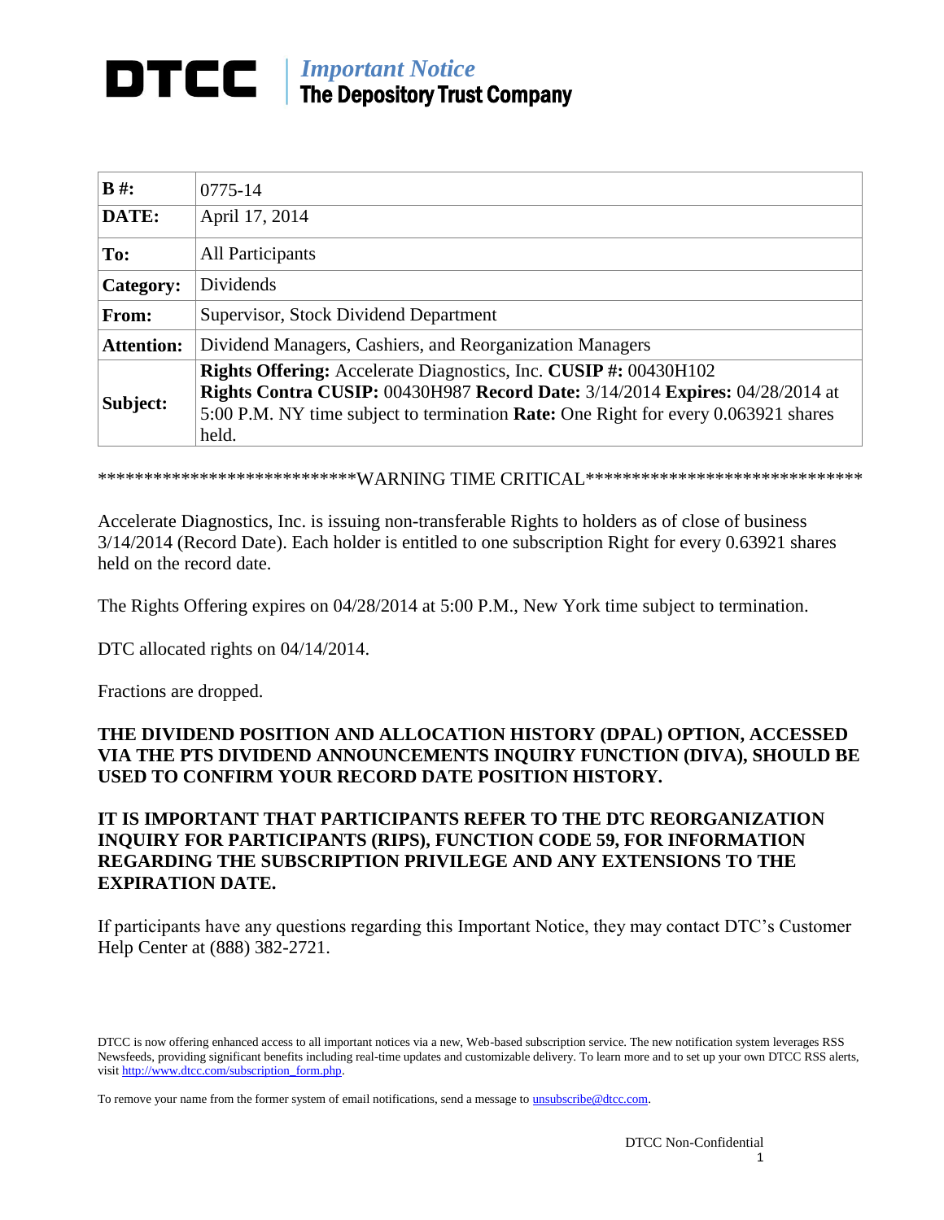# DTCC | *Important Notice* The Depository Trust Company

| | |
|---|---|
| **B #:** | 0775-14 |
| **DATE:** | April 17, 2014 |
| **To:** | All Participants |
| **Category:** | Dividends |
| **From:** | Supervisor, Stock Dividend Department |
| **Attention:** | Dividend Managers, Cashiers, and Reorganization Managers |
| **Subject:** | **Rights Offering:** Accelerate Diagnostics, Inc. **CUSIP #:** 00430H102 **Rights Contra CUSIP:** 00430H987 **Record Date:** 3/14/2014 **Expires:** 04/28/2014 at 5:00 P.M. NY time subject to termination **Rate:** One Right for every 0.063921 shares held. |

***************************WARNING TIME CRITICAL******************************

Accelerate Diagnostics, Inc. is issuing non-transferable Rights to holders as of close of business 3/14/2014 (Record Date). Each holder is entitled to one subscription Right for every 0.63921 shares held on the record date.

The Rights Offering expires on 04/28/2014 at 5:00 P.M., New York time subject to termination.

DTC allocated rights on 04/14/2014.

Fractions are dropped.

**THE DIVIDEND POSITION AND ALLOCATION HISTORY (DPAL) OPTION, ACCESSED VIA THE PTS DIVIDEND ANNOUNCEMENTS INQUIRY FUNCTION (DIVA), SHOULD BE USED TO CONFIRM YOUR RECORD DATE POSITION HISTORY.**

**IT IS IMPORTANT THAT PARTICIPANTS REFER TO THE DTC REORGANIZATION INQUIRY FOR PARTICIPANTS (RIPS), FUNCTION CODE 59, FOR INFORMATION REGARDING THE SUBSCRIPTION PRIVILEGE AND ANY EXTENSIONS TO THE EXPIRATION DATE.**

If participants have any questions regarding this Important Notice, they may contact DTC's Customer Help Center at (888) 382-2721.

DTCC is now offering enhanced access to all important notices via a new, Web-based subscription service. The new notification system leverages RSS Newsfeeds, providing significant benefits including real-time updates and customizable delivery. To learn more and to set up your own DTCC RSS alerts, visit http://www.dtcc.com/subscription_form.php.

To remove your name from the former system of email notifications, send a message to unsubscribe@dtcc.com.

DTCC Non-Confidential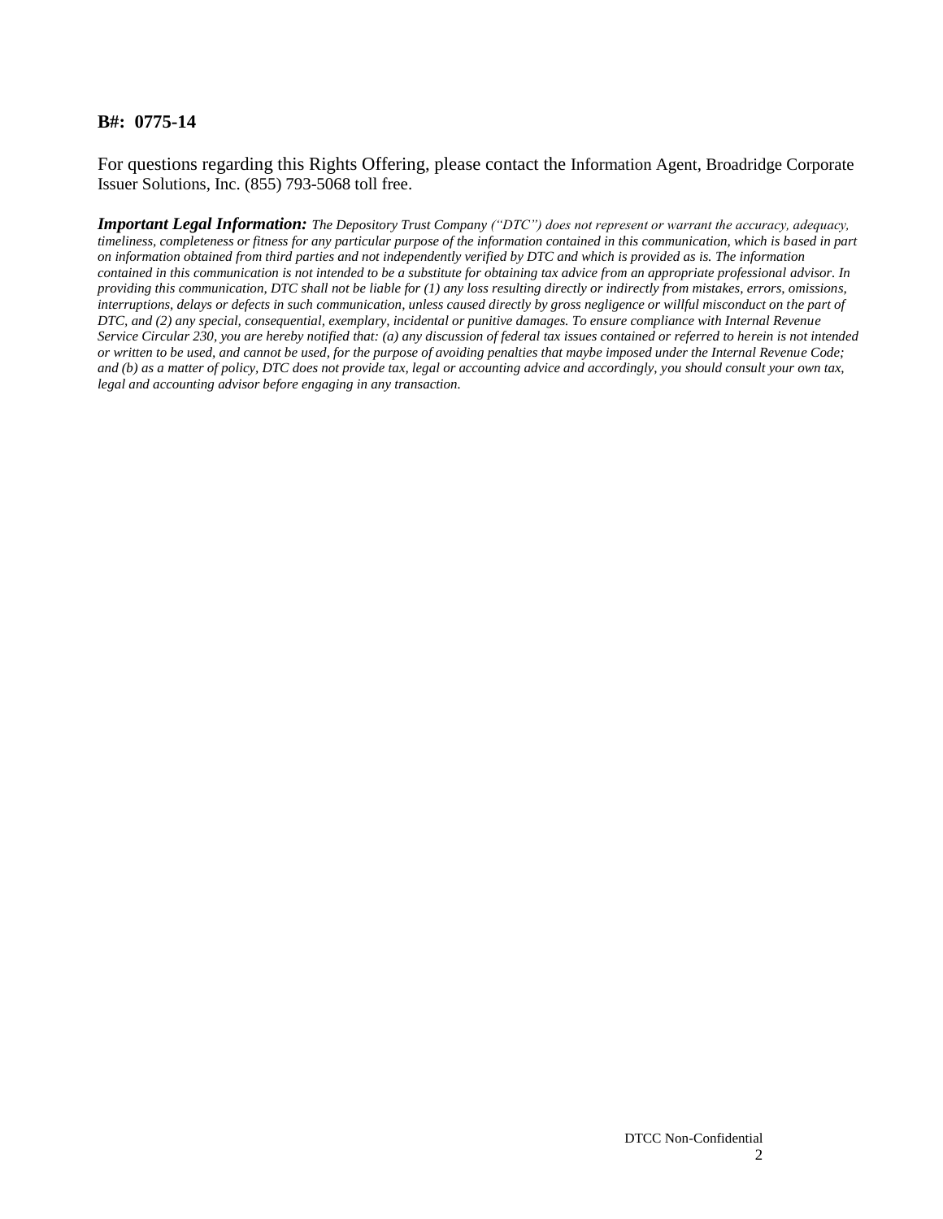**B#: 0775-14**

For questions regarding this Rights Offering, please contact the Information Agent, Broadridge Corporate Issuer Solutions, Inc. (855) 793-5068 toll free.

***Important Legal Information:*** *The Depository Trust Company ("DTC") does not represent or warrant the accuracy, adequacy, timeliness, completeness or fitness for any particular purpose of the information contained in this communication, which is based in part on information obtained from third parties and not independently verified by DTC and which is provided as is. The information contained in this communication is not intended to be a substitute for obtaining tax advice from an appropriate professional advisor. In providing this communication, DTC shall not be liable for (1) any loss resulting directly or indirectly from mistakes, errors, omissions, interruptions, delays or defects in such communication, unless caused directly by gross negligence or willful misconduct on the part of DTC, and (2) any special, consequential, exemplary, incidental or punitive damages. To ensure compliance with Internal Revenue Service Circular 230, you are hereby notified that: (a) any discussion of federal tax issues contained or referred to herein is not intended or written to be used, and cannot be used, for the purpose of avoiding penalties that maybe imposed under the Internal Revenue Code; and (b) as a matter of policy, DTC does not provide tax, legal or accounting advice and accordingly, you should consult your own tax, legal and accounting advisor before engaging in any transaction.*